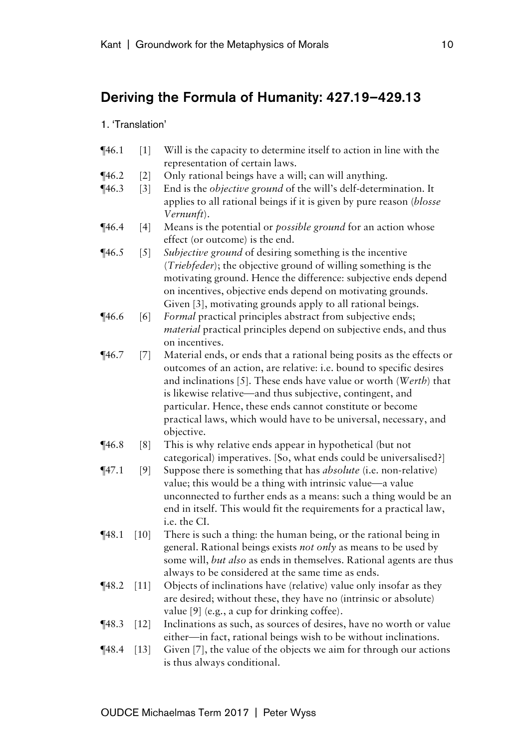## Deriving the Formula of Humanity: 427.19–429.13

### 1. 'Translation'

| | | |
|---|---|---|
| ¶46.1 | [1] | Will is the capacity to determine itself to action in line with the representation of certain laws. |
| ¶46.2 | [2] | Only rational beings have a will; can will anything. |
| ¶46.3 | [3] | End is the *objective ground* of the will's delf-determination. It applies to all rational beings if it is given by pure reason (*blosse Vernunft*). |
| ¶46.4 | [4] | Means is the potential or *possible ground* for an action whose effect (or outcome) is the end. |
| ¶46.5 | [5] | *Subjective ground* of desiring something is the incentive (*Triebfeder*); the objective ground of willing something is the motivating ground. Hence the difference: subjective ends depend on incentives, objective ends depend on motivating grounds. Given [3], motivating grounds apply to all rational beings. |
| ¶46.6 | [6] | *Formal* practical principles abstract from subjective ends; *material* practical principles depend on subjective ends, and thus on incentives. |
| ¶46.7 | [7] | Material ends, or ends that a rational being posits as the effects or outcomes of an action, are relative: i.e. bound to specific desires and inclinations [5]. These ends have value or worth (*Werth*) that is likewise relative—and thus subjective, contingent, and particular. Hence, these ends cannot constitute or become practical laws, which would have to be universal, necessary, and objective. |
| ¶46.8 | [8] | This is why relative ends appear in hypothetical (but not categorical) imperatives. [So, what ends could be universalised?] |
| ¶47.1 | [9] | Suppose there is something that has *absolute* (i.e. non-relative) value; this would be a thing with intrinsic value—a value unconnected to further ends as a means: such a thing would be an end in itself. This would fit the requirements for a practical law, i.e. the CI. |
| ¶48.1 | [10] | There is such a thing: the human being, or the rational being in general. Rational beings exists *not only* as means to be used by some will, *but also* as ends in themselves. Rational agents are thus always to be considered at the same time as ends. |
| ¶48.2 | [11] | Objects of inclinations have (relative) value only insofar as they are desired; without these, they have no (intrinsic or absolute) value [9] (e.g., a cup for drinking coffee). |
| ¶48.3 | [12] | Inclinations as such, as sources of desires, have no worth or value either—in fact, rational beings wish to be without inclinations. |
| ¶48.4 | [13] | Given [7], the value of the objects we aim for through our actions is thus always conditional. |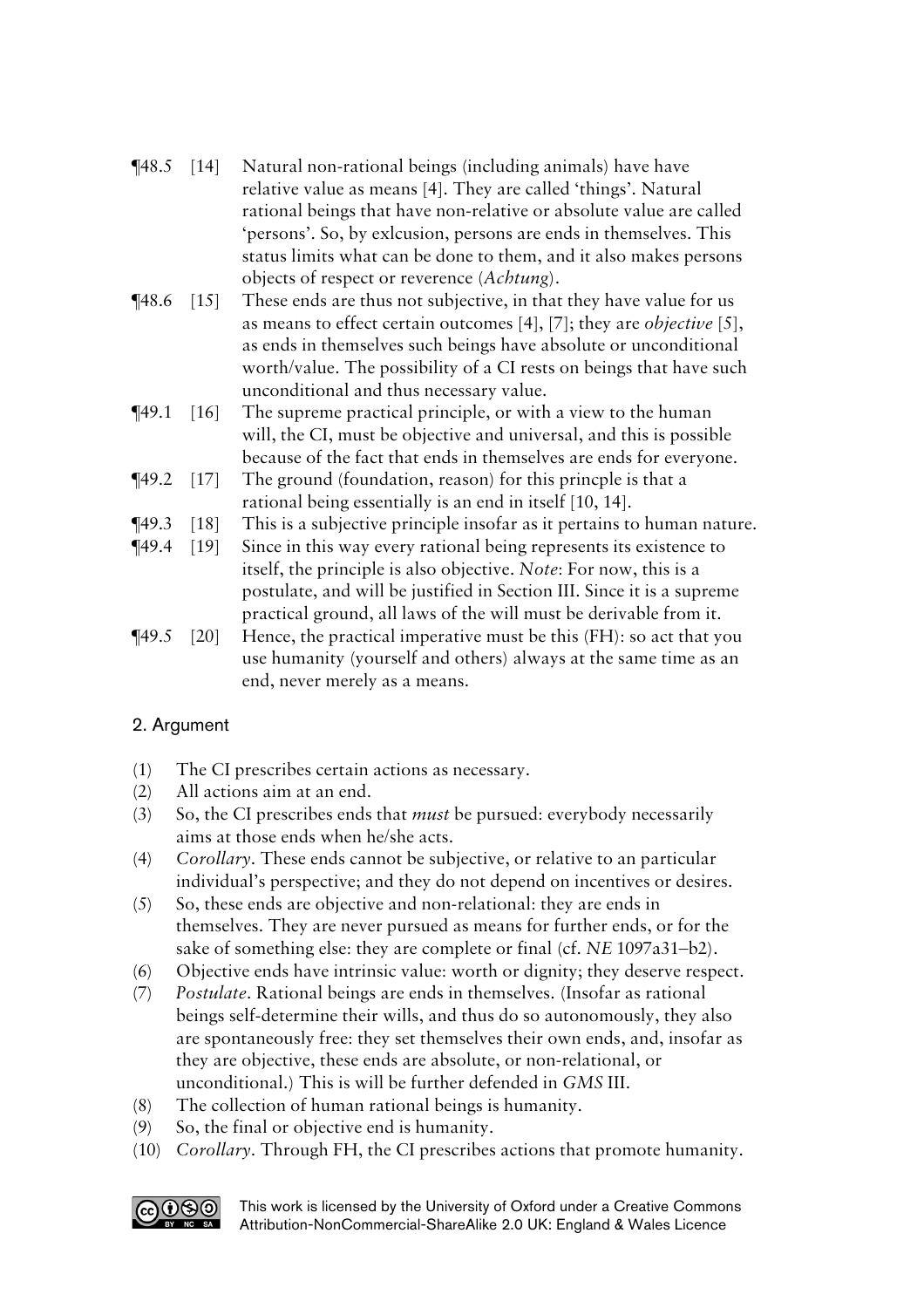| | | |
|---|---|---|
| ¶48.5 | [14] | Natural non-rational beings (including animals) have have relative value as means [4]. They are called 'things'. Natural rational beings that have non-relative or absolute value are called 'persons'. So, by exlcusion, persons are ends in themselves. This status limits what can be done to them, and it also makes persons objects of respect or reverence (*Achtung*). |
| ¶48.6 | [15] | These ends are thus not subjective, in that they have value for us as means to effect certain outcomes [4], [7]; they are *objective* [5], as ends in themselves such beings have absolute or unconditional worth/value. The possibility of a CI rests on beings that have such unconditional and thus necessary value. |
| ¶49.1 | [16] | The supreme practical principle, or with a view to the human will, the CI, must be objective and universal, and this is possible because of the fact that ends in themselves are ends for everyone. |
| ¶49.2 | [17] | The ground (foundation, reason) for this princple is that a rational being essentially is an end in itself [10, 14]. |
| ¶49.3 | [18] | This is a subjective principle insofar as it pertains to human nature. |
| ¶49.4 | [19] | Since in this way every rational being represents its existence to itself, the principle is also objective. *Note*: For now, this is a postulate, and will be justified in Section III. Since it is a supreme practical ground, all laws of the will must be derivable from it. |
| ¶49.5 | [20] | Hence, the practical imperative must be this (FH): so act that you use humanity (yourself and others) always at the same time as an end, never merely as a means. |

## 2. Argument

(1) The CI prescribes certain actions as necessary.

(2) All actions aim at an end.

(3) So, the CI prescribes ends that *must* be pursued: everybody necessarily aims at those ends when he/she acts.

(4) *Corollary*. These ends cannot be subjective, or relative to an particular individual's perspective; and they do not depend on incentives or desires.

(5) So, these ends are objective and non-relational: they are ends in themselves. They are never pursued as means for further ends, or for the sake of something else: they are complete or final (cf. *NE* 1097a31–b2).

(6) Objective ends have intrinsic value: worth or dignity; they deserve respect.

(7) *Postulate*. Rational beings are ends in themselves. (Insofar as rational beings self-determine their wills, and thus do so autonomously, they also are spontaneously free: they set themselves their own ends, and, insofar as they are objective, these ends are absolute, or non-relational, or unconditional.) This is will be further defended in *GMS* III.

(8) The collection of human rational beings is humanity.

(9) So, the final or objective end is humanity.

(10) *Corollary*. Through FH, the CI prescribes actions that promote humanity.

This work is licensed by the University of Oxford under a Creative Commons Attribution-NonCommercial-ShareAlike 2.0 UK: England & Wales Licence